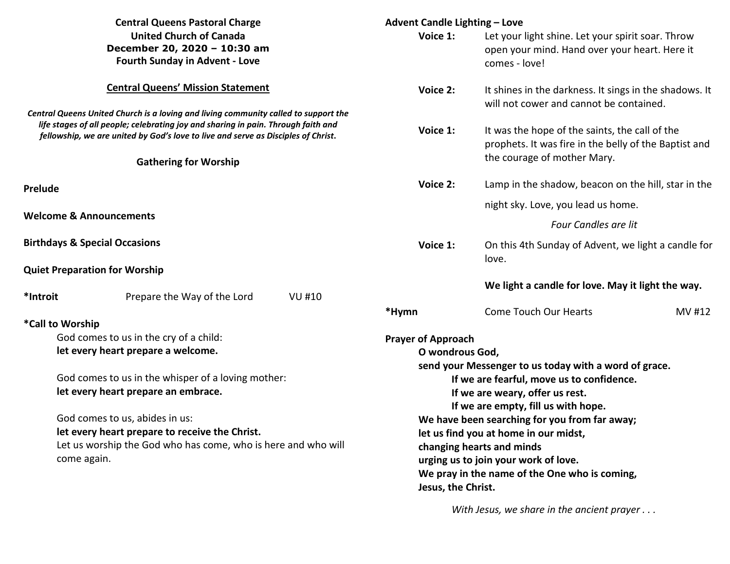**Central Queens Pastoral Charge**
**United Church of Canada**
**December 20, 2020 – 10:30 am**
**Fourth Sunday in Advent - Love**

## Central Queens' Mission Statement

***Central Queens United Church is a loving and living community called to support the life stages of all people; celebrating joy and sharing in pain. Through faith and fellowship, we are united by God's love to live and serve as Disciples of Christ.***

### Gathering for Worship

**Prelude**

**Welcome & Announcements**

**Birthdays & Special Occasions**

**Quiet Preparation for Worship**

**\*Introit** Prepare the Way of the Lord VU #10

**\*Call to Worship**

God comes to us in the cry of a child:
**let every heart prepare a welcome.**

God comes to us in the whisper of a loving mother:
**let every heart prepare an embrace.**

God comes to us, abides in us:
**let every heart prepare to receive the Christ.**
Let us worship the God who has come, who is here and who will come again.

**Advent Candle Lighting – Love**

**Voice 1:** Let your light shine. Let your spirit soar. Throw open your mind. Hand over your heart. Here it comes - love!

**Voice 2:** It shines in the darkness. It sings in the shadows. It will not cower and cannot be contained.

**Voice 1:** It was the hope of the saints, the call of the prophets. It was fire in the belly of the Baptist and the courage of mother Mary.

**Voice 2:** Lamp in the shadow, beacon on the hill, star in the night sky. Love, you lead us home.

*Four Candles are lit*

**Voice 1:** On this 4th Sunday of Advent, we light a candle for love.

**We light a candle for love. May it light the way.**

**\*Hymn** Come Touch Our Hearts MV #12

**Prayer of Approach**

**O wondrous God,**
**send your Messenger to us today with a word of grace.**
**If we are fearful, move us to confidence.**
**If we are weary, offer us rest.**
**If we are empty, fill us with hope.**
**We have been searching for you from far away;**
**let us find you at home in our midst,**
**changing hearts and minds**
**urging us to join your work of love.**
**We pray in the name of the One who is coming,**
**Jesus, the Christ.**

*With Jesus, we share in the ancient prayer . . .*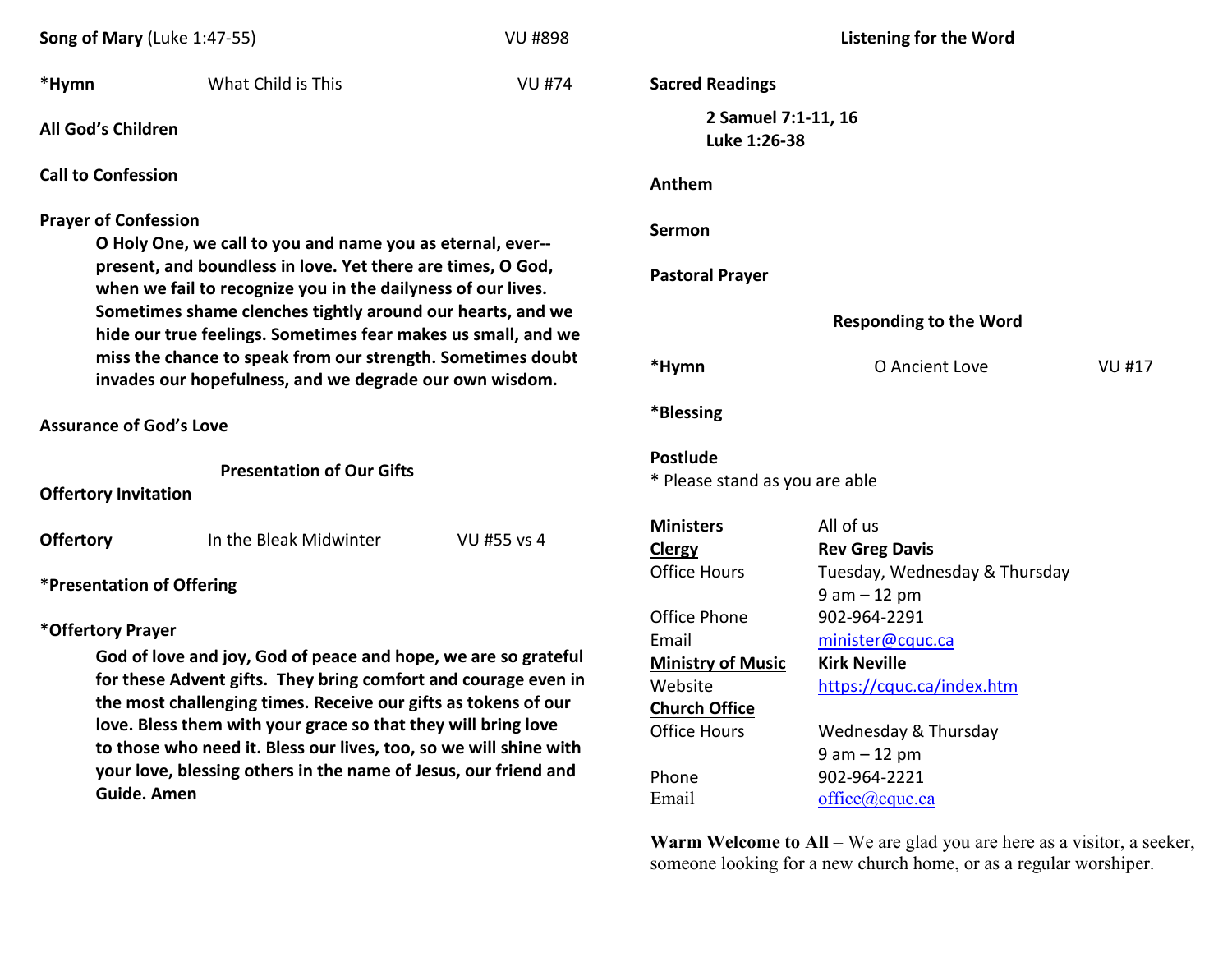**Song of Mary** (Luke 1:47-55) VU #898

**\*Hymn** What Child is This VU #74

**All God's Children**

**Call to Confession**

**Prayer of Confession**

> **O Holy One, we call to you and name you as eternal, ever--present, and boundless in love. Yet there are times, O God, when we fail to recognize you in the dailyness of our lives. Sometimes shame clenches tightly around our hearts, and we hide our true feelings. Sometimes fear makes us small, and we miss the chance to speak from our strength. Sometimes doubt invades our hopefulness, and we degrade our own wisdom.**

**Assurance of God's Love**

### Presentation of Our Gifts

**Offertory Invitation**

**Offertory** In the Bleak Midwinter VU #55 vs 4

**\*Presentation of Offering**

**\*Offertory Prayer**

> **God of love and joy, God of peace and hope, we are so grateful for these Advent gifts. They bring comfort and courage even in the most challenging times. Receive our gifts as tokens of our love. Bless them with your grace so that they will bring love to those who need it. Bless our lives, too, so we will shine with your love, blessing others in the name of Jesus, our friend and Guide. Amen**

### Listening for the Word

**Sacred Readings**

> **2 Samuel 7:1-11, 16**
> **Luke 1:26-38**

**Anthem**

**Sermon**

**Pastoral Prayer**

### Responding to the Word

**\*Hymn** O Ancient Love VU #17

**\*Blessing**

**Postlude**

\* Please stand as you are able

| | |
|---|---|
| **Ministers** | All of us |
| **Clergy** | **Rev Greg Davis** |
| Office Hours | Tuesday, Wednesday & Thursday 9 am – 12 pm |
| Office Phone | 902-964-2291 |
| Email | minister@cquc.ca |
| **Ministry of Music** | **Kirk Neville** |
| Website | https://cquc.ca/index.htm |
| **Church Office** | |
| Office Hours | Wednesday & Thursday 9 am – 12 pm |
| Phone | 902-964-2221 |
| Email | office@cquc.ca |

**Warm Welcome to All** – We are glad you are here as a visitor, a seeker, someone looking for a new church home, or as a regular worshiper.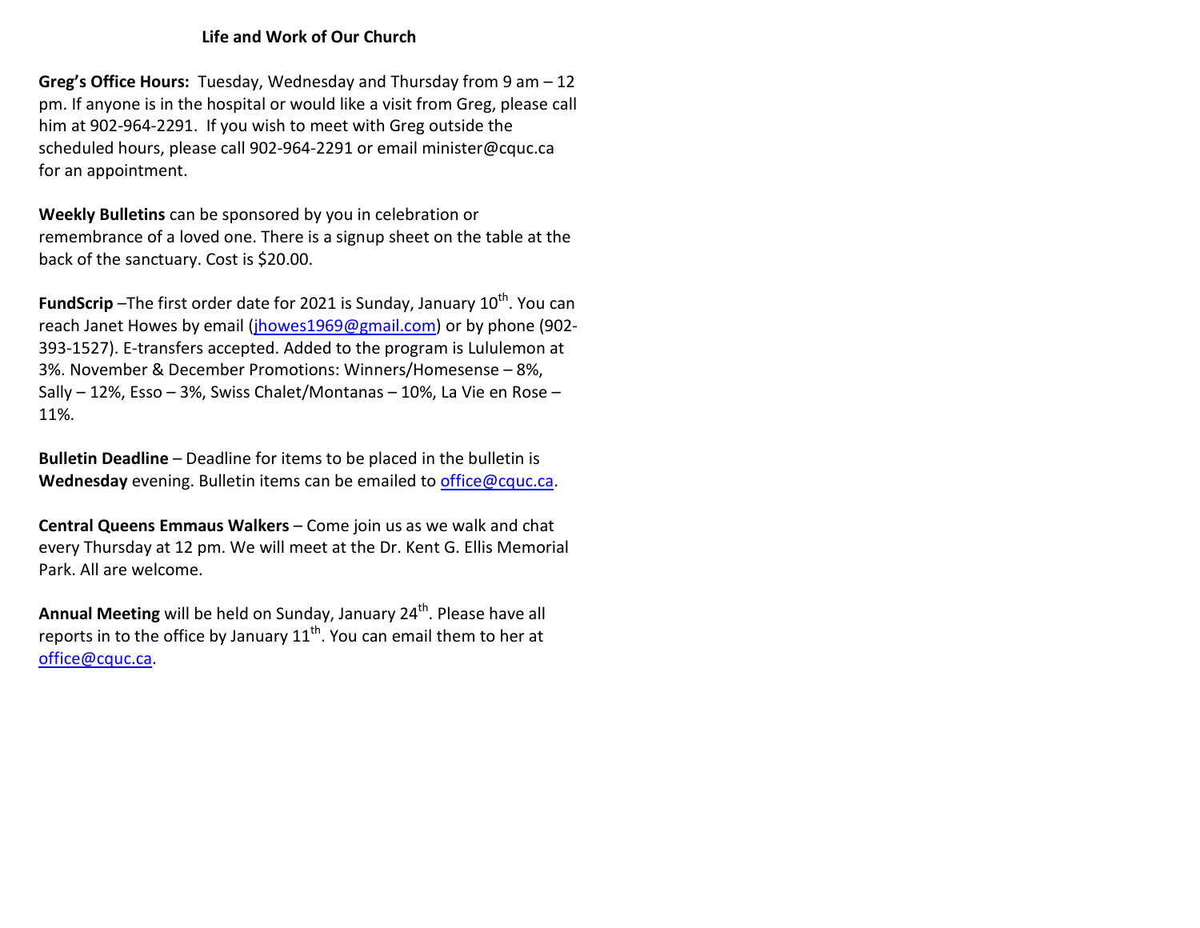## Life and Work of Our Church

**Greg's Office Hours:** Tuesday, Wednesday and Thursday from 9 am – 12 pm. If anyone is in the hospital or would like a visit from Greg, please call him at 902-964-2291. If you wish to meet with Greg outside the scheduled hours, please call 902-964-2291 or email minister@cquc.ca for an appointment.

**Weekly Bulletins** can be sponsored by you in celebration or remembrance of a loved one. There is a signup sheet on the table at the back of the sanctuary. Cost is $20.00.

**FundScrip** –The first order date for 2021 is Sunday, January 10th. You can reach Janet Howes by email (jhowes1969@gmail.com) or by phone (902-393-1527). E-transfers accepted. Added to the program is Lululemon at 3%. November & December Promotions: Winners/Homesense – 8%, Sally – 12%, Esso – 3%, Swiss Chalet/Montanas – 10%, La Vie en Rose – 11%.

**Bulletin Deadline** – Deadline for items to be placed in the bulletin is **Wednesday** evening. Bulletin items can be emailed to office@cquc.ca.

**Central Queens Emmaus Walkers** – Come join us as we walk and chat every Thursday at 12 pm. We will meet at the Dr. Kent G. Ellis Memorial Park. All are welcome.

**Annual Meeting** will be held on Sunday, January 24th. Please have all reports in to the office by January 11th. You can email them to her at office@cquc.ca.